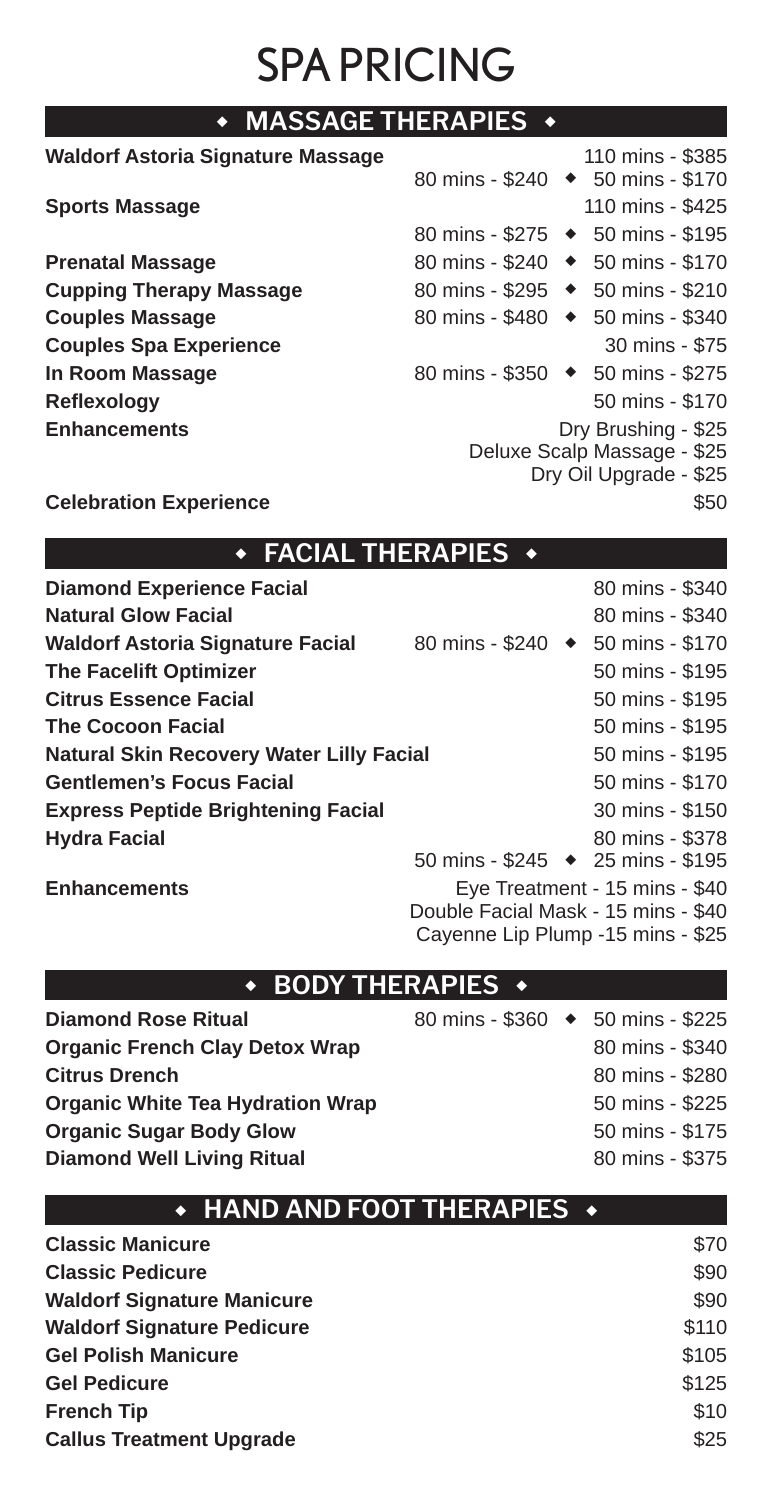# SPA PRICING

## ◆ MASSAGE THERAPIES ◆

| Treatment | Pricing |
|---|---|
| **Waldorf Astoria Signature Massage** | 110 mins - $385<br>80 mins - $240 ◆ 50 mins - $170 |
| **Sports Massage** | 110 mins - $425<br>80 mins - $275 ◆ 50 mins - $195 |
| **Prenatal Massage** | 80 mins - $240 ◆ 50 mins - $170 |
| **Cupping Therapy Massage** | 80 mins - $295 ◆ 50 mins - $210 |
| **Couples Massage** | 80 mins - $480 ◆ 50 mins - $340 |
| **Couples Spa Experience** | 30 mins - $75 |
| **In Room Massage** | 80 mins - $350 ◆ 50 mins - $275 |
| **Reflexology** | 50 mins - $170 |
| **Enhancements** | Dry Brushing - $25<br>Deluxe Scalp Massage - $25<br>Dry Oil Upgrade - $25 |
| **Celebration Experience** | $50 |

## ◆ FACIAL THERAPIES ◆

| Treatment | Pricing |
|---|---|
| **Diamond Experience Facial** | 80 mins - $340 |
| **Natural Glow Facial** | 80 mins - $340 |
| **Waldorf Astoria Signature Facial** | 80 mins - $240 ◆ 50 mins - $170 |
| **The Facelift Optimizer** | 50 mins - $195 |
| **Citrus Essence Facial** | 50 mins - $195 |
| **The Cocoon Facial** | 50 mins - $195 |
| **Natural Skin Recovery Water Lilly Facial** | 50 mins - $195 |
| **Gentlemen's Focus Facial** | 50 mins - $170 |
| **Express Peptide Brightening Facial** | 30 mins - $150 |
| **Hydra Facial** | 80 mins - $378<br>50 mins - $245 ◆ 25 mins - $195 |
| **Enhancements** | Eye Treatment - 15 mins - $40<br>Double Facial Mask - 15 mins - $40<br>Cayenne Lip Plump -15 mins - $25 |

## ◆ BODY THERAPIES ◆

| Treatment | Pricing |
|---|---|
| **Diamond Rose Ritual** | 80 mins - $360 ◆ 50 mins - $225 |
| **Organic French Clay Detox Wrap** | 80 mins - $340 |
| **Citrus Drench** | 80 mins - $280 |
| **Organic White Tea Hydration Wrap** | 50 mins - $225 |
| **Organic Sugar Body Glow** | 50 mins - $175 |
| **Diamond Well Living Ritual** | 80 mins - $375 |

## ◆ HAND AND FOOT THERAPIES ◆

| Treatment | Pricing |
|---|---|
| **Classic Manicure** | $70 |
| **Classic Pedicure** | $90 |
| **Waldorf Signature Manicure** | $90 |
| **Waldorf Signature Pedicure** | $110 |
| **Gel Polish Manicure** | $105 |
| **Gel Pedicure** | $125 |
| **French Tip** | $10 |
| **Callus Treatment Upgrade** | $25 |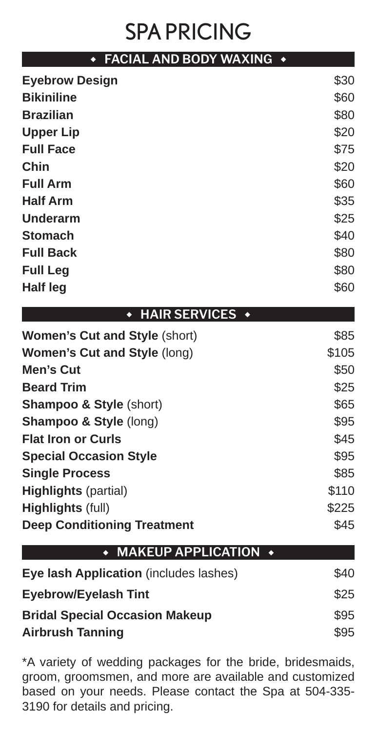# SPA PRICING

## ◆ FACIAL AND BODY WAXING ◆

| | |
|---|---|
| **Eyebrow Design** | $30 |
| **Bikiniline** | $60 |
| **Brazilian** | $80 |
| **Upper Lip** | $20 |
| **Full Face** | $75 |
| **Chin** | $20 |
| **Full Arm** | $60 |
| **Half Arm** | $35 |
| **Underarm** | $25 |
| **Stomach** | $40 |
| **Full Back** | $80 |
| **Full Leg** | $80 |
| **Half leg** | $60 |

## ◆ HAIR SERVICES ◆

| | |
|---|---|
| **Women's Cut and Style** (short) | $85 |
| **Women's Cut and Style** (long) | $105 |
| **Men's Cut** | $50 |
| **Beard Trim** | $25 |
| **Shampoo & Style** (short) | $65 |
| **Shampoo & Style** (long) | $95 |
| **Flat Iron or Curls** | $45 |
| **Special Occasion Style** | $95 |
| **Single Process** | $85 |
| **Highlights** (partial) | $110 |
| **Highlights** (full) | $225 |
| **Deep Conditioning Treatment** | $45 |

## ◆ MAKEUP APPLICATION ◆

| | |
|---|---|
| **Eye lash Application** (includes lashes) | $40 |
| **Eyebrow/Eyelash Tint** | $25 |
| **Bridal Special Occasion Makeup** | $95 |
| **Airbrush Tanning** | $95 |

*A variety of wedding packages for the bride, bridesmaids, groom, groomsmen, and more are available and customized based on your needs. Please contact the Spa at 504-335-3190 for details and pricing.